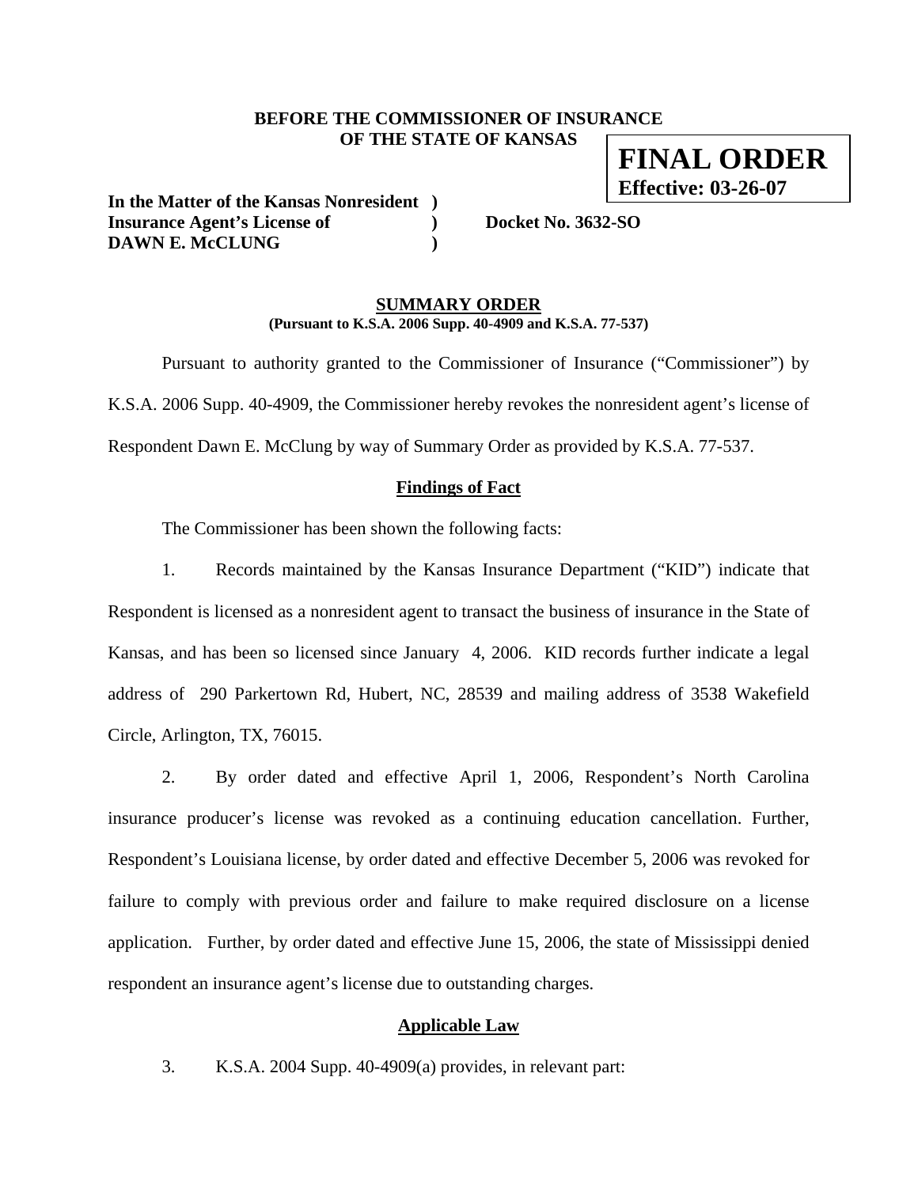**BEFORE THE COMMISSIONER OF INSURANCE OF THE STATE OF KANSAS**

**FINAL ORDER**
**Effective: 03-26-07**

**In the Matter of the Kansas Nonresident )**
**Insurance Agent's License of ) Docket No. 3632-SO**
**DAWN E. McCLUNG )**

## SUMMARY ORDER

**(Pursuant to K.S.A. 2006 Supp. 40-4909 and K.S.A. 77-537)**

Pursuant to authority granted to the Commissioner of Insurance ("Commissioner") by K.S.A. 2006 Supp. 40-4909, the Commissioner hereby revokes the nonresident agent's license of Respondent Dawn E. McClung by way of Summary Order as provided by K.S.A. 77-537.

### Findings of Fact

The Commissioner has been shown the following facts:

1. Records maintained by the Kansas Insurance Department ("KID") indicate that Respondent is licensed as a nonresident agent to transact the business of insurance in the State of Kansas, and has been so licensed since January 4, 2006. KID records further indicate a legal address of 290 Parkertown Rd, Hubert, NC, 28539 and mailing address of 3538 Wakefield Circle, Arlington, TX, 76015.

2. By order dated and effective April 1, 2006, Respondent's North Carolina insurance producer's license was revoked as a continuing education cancellation. Further, Respondent's Louisiana license, by order dated and effective December 5, 2006 was revoked for failure to comply with previous order and failure to make required disclosure on a license application. Further, by order dated and effective June 15, 2006, the state of Mississippi denied respondent an insurance agent's license due to outstanding charges.

### Applicable Law

3. K.S.A. 2004 Supp. 40-4909(a) provides, in relevant part: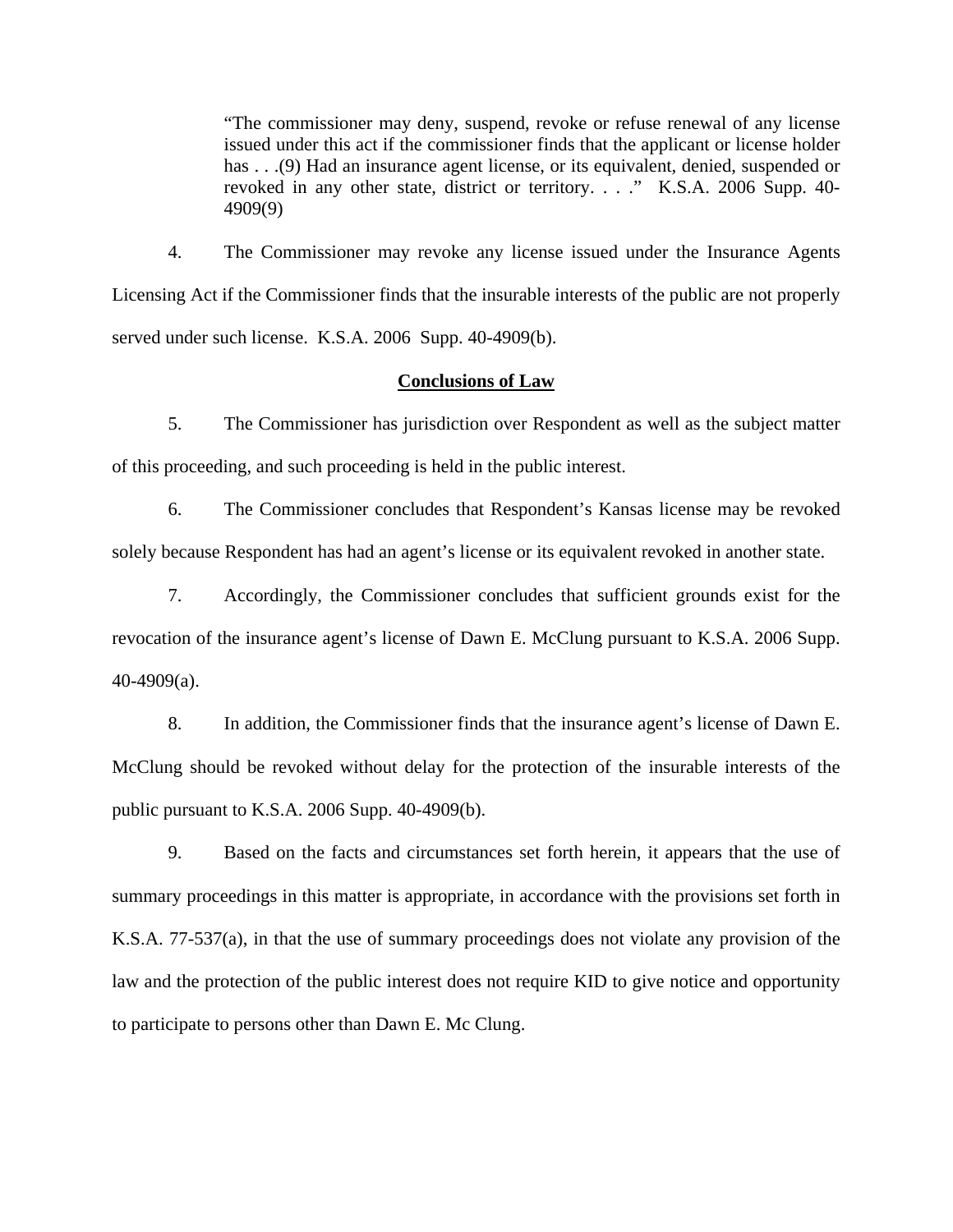> "The commissioner may deny, suspend, revoke or refuse renewal of any license issued under this act if the commissioner finds that the applicant or license holder has . . .(9) Had an insurance agent license, or its equivalent, denied, suspended or revoked in any other state, district or territory. . . ." K.S.A. 2006 Supp. 40-4909(9)

4. The Commissioner may revoke any license issued under the Insurance Agents Licensing Act if the Commissioner finds that the insurable interests of the public are not properly served under such license. K.S.A. 2006 Supp. 40-4909(b).

**Conclusions of Law**

5. The Commissioner has jurisdiction over Respondent as well as the subject matter of this proceeding, and such proceeding is held in the public interest.

6. The Commissioner concludes that Respondent's Kansas license may be revoked solely because Respondent has had an agent's license or its equivalent revoked in another state.

7. Accordingly, the Commissioner concludes that sufficient grounds exist for the revocation of the insurance agent's license of Dawn E. McClung pursuant to K.S.A. 2006 Supp. 40-4909(a).

8. In addition, the Commissioner finds that the insurance agent's license of Dawn E. McClung should be revoked without delay for the protection of the insurable interests of the public pursuant to K.S.A. 2006 Supp. 40-4909(b).

9. Based on the facts and circumstances set forth herein, it appears that the use of summary proceedings in this matter is appropriate, in accordance with the provisions set forth in K.S.A. 77-537(a), in that the use of summary proceedings does not violate any provision of the law and the protection of the public interest does not require KID to give notice and opportunity to participate to persons other than Dawn E. Mc Clung.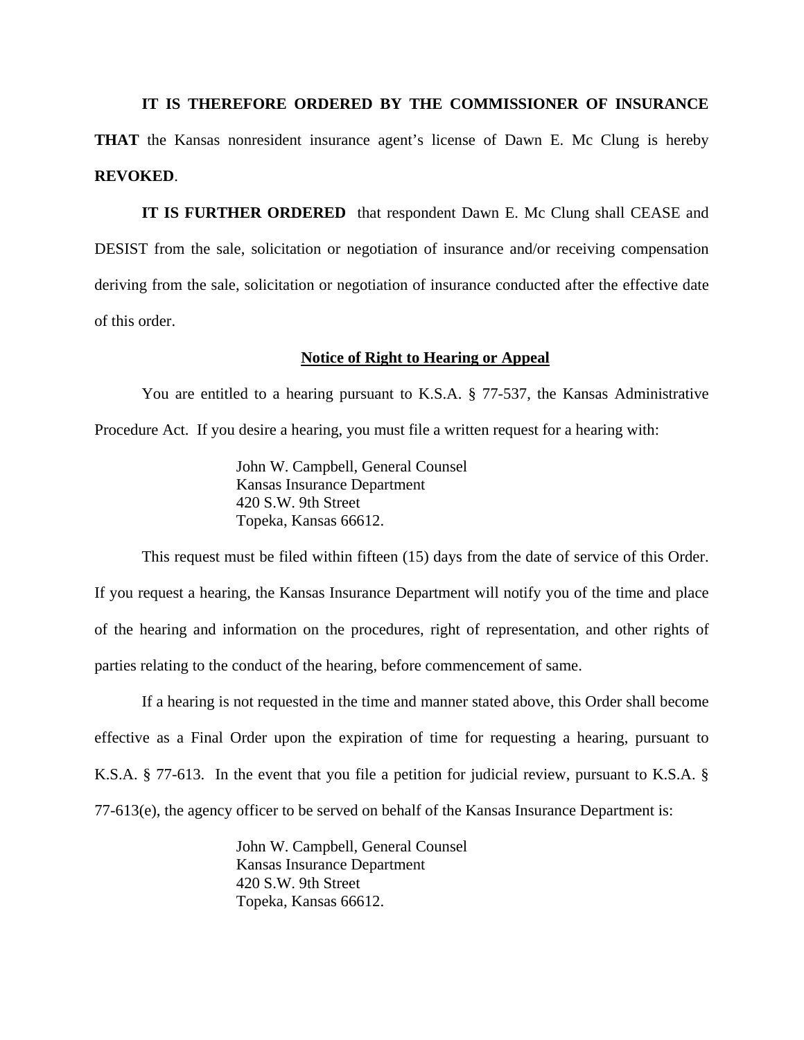**IT IS THEREFORE ORDERED BY THE COMMISSIONER OF INSURANCE THAT** the Kansas nonresident insurance agent's license of Dawn E. Mc Clung is hereby **REVOKED**.

**IT IS FURTHER ORDERED** that respondent Dawn E. Mc Clung shall CEASE and DESIST from the sale, solicitation or negotiation of insurance and/or receiving compensation deriving from the sale, solicitation or negotiation of insurance conducted after the effective date of this order.

**Notice of Right to Hearing or Appeal**

You are entitled to a hearing pursuant to K.S.A. § 77-537, the Kansas Administrative Procedure Act. If you desire a hearing, you must file a written request for a hearing with:

John W. Campbell, General Counsel
Kansas Insurance Department
420 S.W. 9th Street
Topeka, Kansas 66612.

This request must be filed within fifteen (15) days from the date of service of this Order. If you request a hearing, the Kansas Insurance Department will notify you of the time and place of the hearing and information on the procedures, right of representation, and other rights of parties relating to the conduct of the hearing, before commencement of same.

If a hearing is not requested in the time and manner stated above, this Order shall become effective as a Final Order upon the expiration of time for requesting a hearing, pursuant to K.S.A. § 77-613. In the event that you file a petition for judicial review, pursuant to K.S.A. § 77-613(e), the agency officer to be served on behalf of the Kansas Insurance Department is:

John W. Campbell, General Counsel
Kansas Insurance Department
420 S.W. 9th Street
Topeka, Kansas 66612.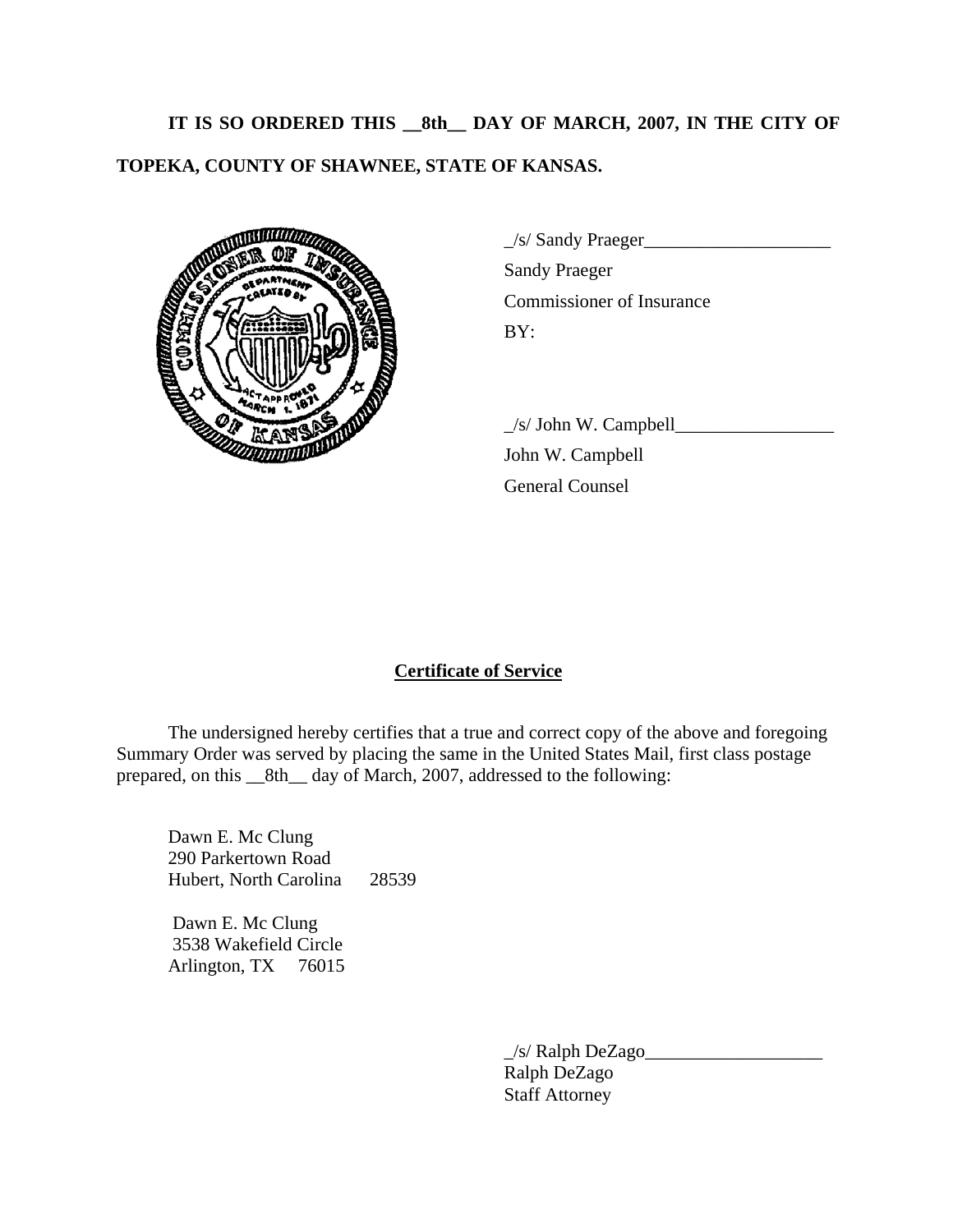**IT IS SO ORDERED THIS __8th__ DAY OF MARCH, 2007, IN THE CITY OF TOPEKA, COUNTY OF SHAWNEE, STATE OF KANSAS.**

_/s/ Sandy Praeger____________________
Sandy Praeger
Commissioner of Insurance
BY:

_/s/ John W. Campbell_________________
John W. Campbell
General Counsel

## Certificate of Service

The undersigned hereby certifies that a true and correct copy of the above and foregoing Summary Order was served by placing the same in the United States Mail, first class postage prepared, on this __8th__ day of March, 2007, addressed to the following:

Dawn E. Mc Clung
290 Parkertown Road
Hubert, North Carolina 28539

Dawn E. Mc Clung
3538 Wakefield Circle
Arlington, TX 76015

_/s/ Ralph DeZago___________________
Ralph DeZago
Staff Attorney